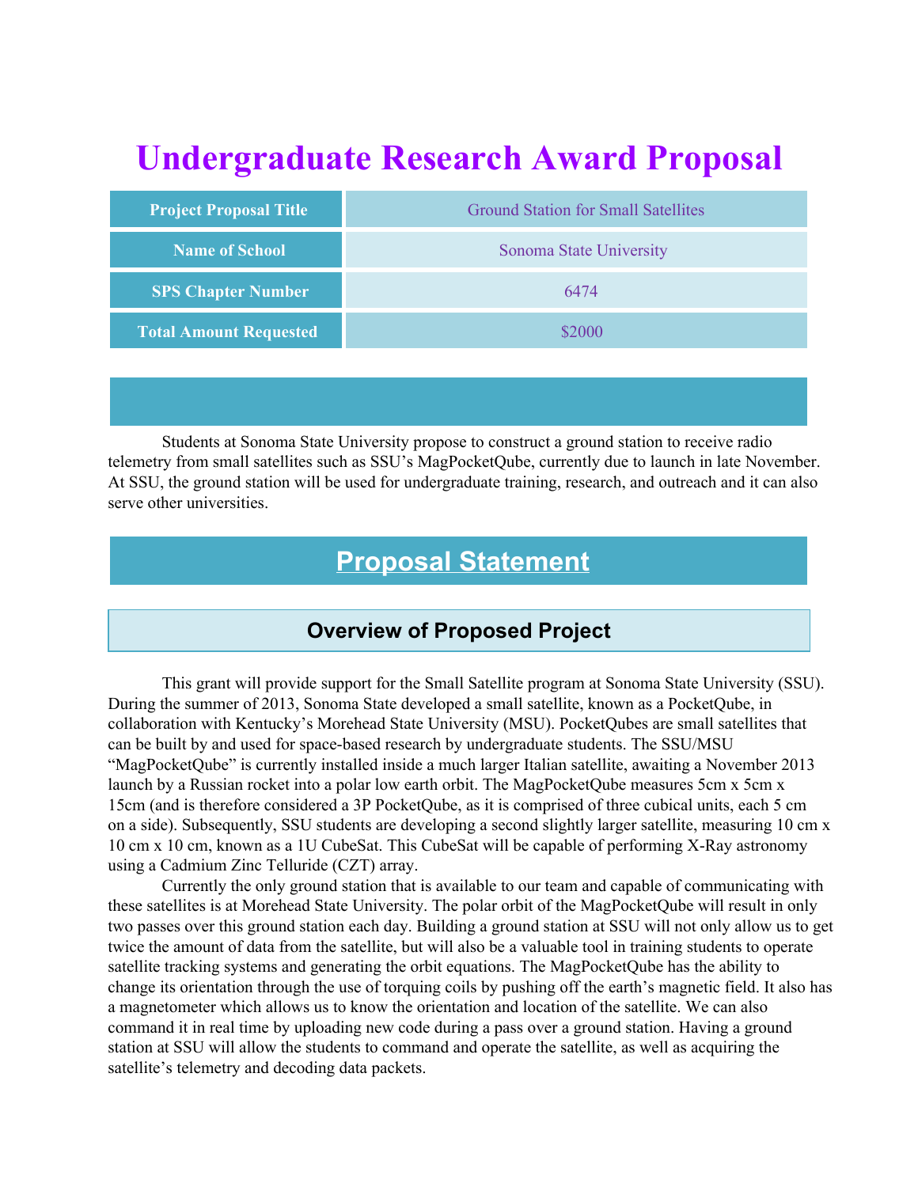# Undergraduate Research Award Proposal

| Project Proposal Title | Ground Station for Small Satellites |
|---|---|
| Name of School | Sonoma State University |
| SPS Chapter Number | 6474 |
| Total Amount Requested | $2000 |

Students at Sonoma State University propose to construct a ground station to receive radio telemetry from small satellites such as SSU's MagPocketQube, currently due to launch in late November. At SSU, the ground station will be used for undergraduate training, research, and outreach and it can also serve other universities.

## Proposal Statement

### Overview of Proposed Project

This grant will provide support for the Small Satellite program at Sonoma State University (SSU). During the summer of 2013, Sonoma State developed a small satellite, known as a PocketQube, in collaboration with Kentucky's Morehead State University (MSU). PocketQubes are small satellites that can be built by and used for space-based research by undergraduate students. The SSU/MSU "MagPocketQube" is currently installed inside a much larger Italian satellite, awaiting a November 2013 launch by a Russian rocket into a polar low earth orbit. The MagPocketQube measures 5cm x 5cm x 15cm (and is therefore considered a 3P PocketQube, as it is comprised of three cubical units, each 5 cm on a side). Subsequently, SSU students are developing a second slightly larger satellite, measuring 10 cm x 10 cm x 10 cm, known as a 1U CubeSat. This CubeSat will be capable of performing X-Ray astronomy using a Cadmium Zinc Telluride (CZT) array.

Currently the only ground station that is available to our team and capable of communicating with these satellites is at Morehead State University. The polar orbit of the MagPocketQube will result in only two passes over this ground station each day. Building a ground station at SSU will not only allow us to get twice the amount of data from the satellite, but will also be a valuable tool in training students to operate satellite tracking systems and generating the orbit equations. The MagPocketQube has the ability to change its orientation through the use of torquing coils by pushing off the earth's magnetic field. It also has a magnetometer which allows us to know the orientation and location of the satellite. We can also command it in real time by uploading new code during a pass over a ground station. Having a ground station at SSU will allow the students to command and operate the satellite, as well as acquiring the satellite's telemetry and decoding data packets.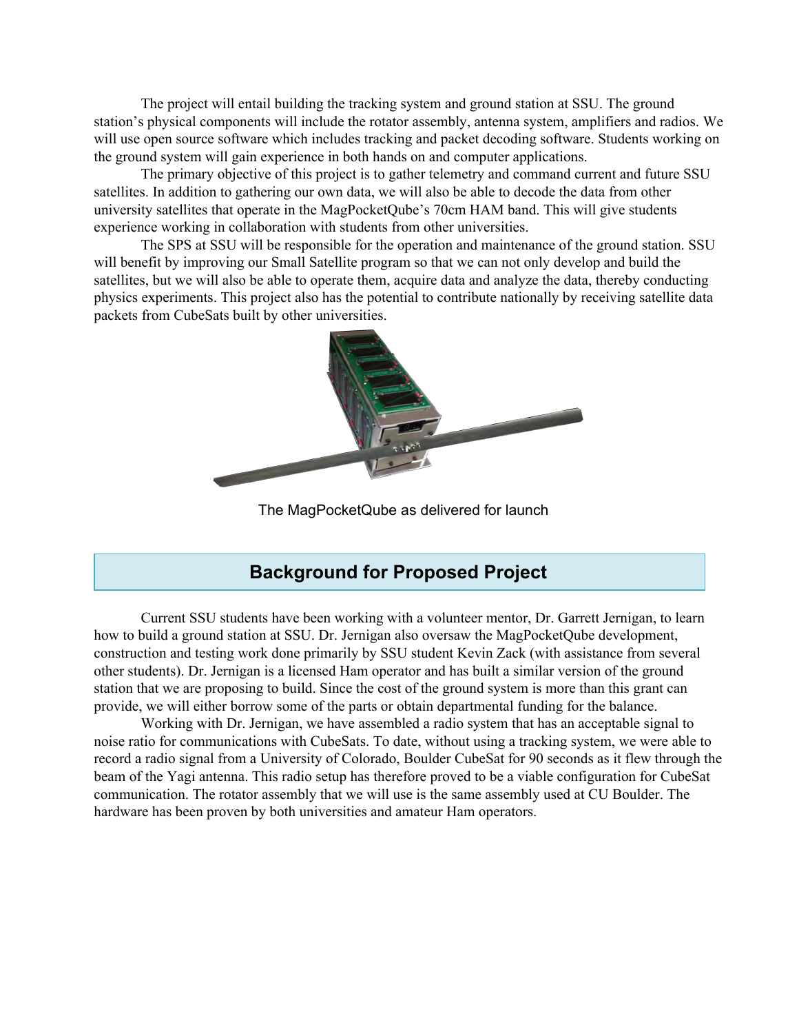The project will entail building the tracking system and ground station at SSU. The ground station's physical components will include the rotator assembly, antenna system, amplifiers and radios. We will use open source software which includes tracking and packet decoding software. Students working on the ground system will gain experience in both hands on and computer applications.

The primary objective of this project is to gather telemetry and command current and future SSU satellites. In addition to gathering our own data, we will also be able to decode the data from other university satellites that operate in the MagPocketQube's 70cm HAM band. This will give students experience working in collaboration with students from other universities.

The SPS at SSU will be responsible for the operation and maintenance of the ground station. SSU will benefit by improving our Small Satellite program so that we can not only develop and build the satellites, but we will also be able to operate them, acquire data and analyze the data, thereby conducting physics experiments. This project also has the potential to contribute nationally by receiving satellite data packets from CubeSats built by other universities.

The MagPocketQube as delivered for launch

## Background for Proposed Project

Current SSU students have been working with a volunteer mentor, Dr. Garrett Jernigan, to learn how to build a ground station at SSU. Dr. Jernigan also oversaw the MagPocketQube development, construction and testing work done primarily by SSU student Kevin Zack (with assistance from several other students). Dr. Jernigan is a licensed Ham operator and has built a similar version of the ground station that we are proposing to build. Since the cost of the ground system is more than this grant can provide, we will either borrow some of the parts or obtain departmental funding for the balance.

Working with Dr. Jernigan, we have assembled a radio system that has an acceptable signal to noise ratio for communications with CubeSats. To date, without using a tracking system, we were able to record a radio signal from a University of Colorado, Boulder CubeSat for 90 seconds as it flew through the beam of the Yagi antenna. This radio setup has therefore proved to be a viable configuration for CubeSat communication. The rotator assembly that we will use is the same assembly used at CU Boulder. The hardware has been proven by both universities and amateur Ham operators.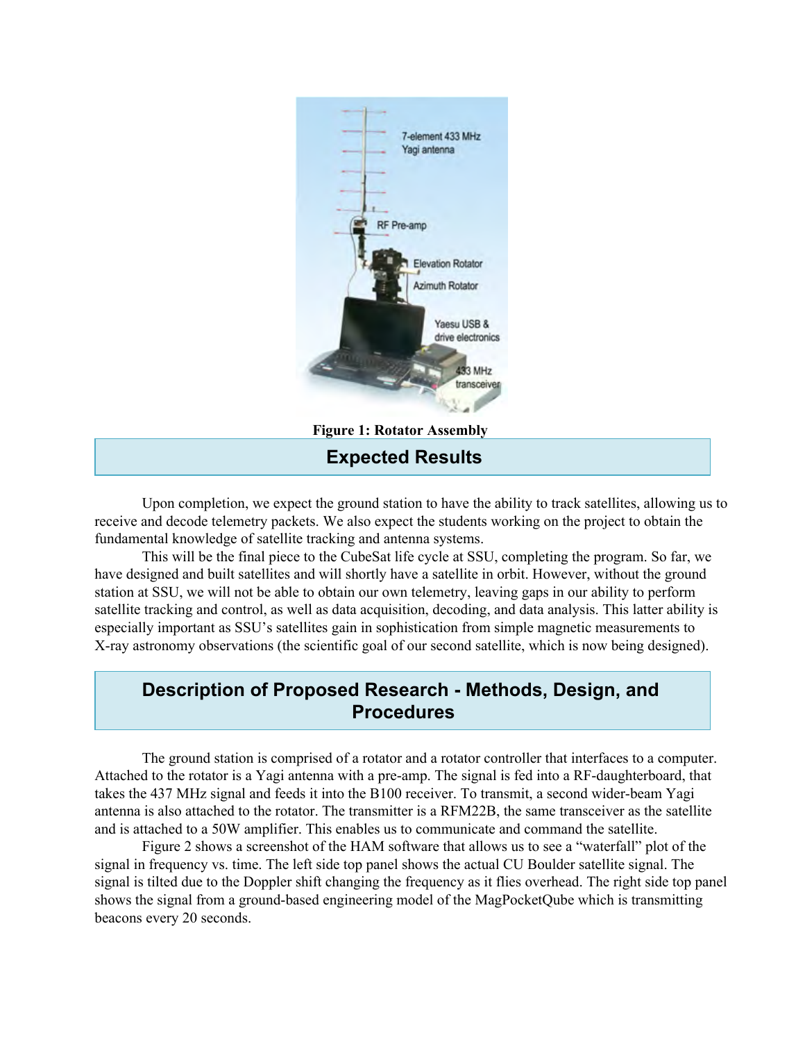**Figure 1: Rotator Assembly**

## Expected Results

Upon completion, we expect the ground station to have the ability to track satellites, allowing us to receive and decode telemetry packets. We also expect the students working on the project to obtain the fundamental knowledge of satellite tracking and antenna systems.

This will be the final piece to the CubeSat life cycle at SSU, completing the program. So far, we have designed and built satellites and will shortly have a satellite in orbit. However, without the ground station at SSU, we will not be able to obtain our own telemetry, leaving gaps in our ability to perform satellite tracking and control, as well as data acquisition, decoding, and data analysis. This latter ability is especially important as SSU's satellites gain in sophistication from simple magnetic measurements to X-ray astronomy observations (the scientific goal of our second satellite, which is now being designed).

## Description of Proposed Research - Methods, Design, and Procedures

The ground station is comprised of a rotator and a rotator controller that interfaces to a computer. Attached to the rotator is a Yagi antenna with a pre-amp. The signal is fed into a RF-daughterboard, that takes the 437 MHz signal and feeds it into the B100 receiver. To transmit, a second wider-beam Yagi antenna is also attached to the rotator. The transmitter is a RFM22B, the same transceiver as the satellite and is attached to a 50W amplifier. This enables us to communicate and command the satellite.

Figure 2 shows a screenshot of the HAM software that allows us to see a "waterfall" plot of the signal in frequency vs. time. The left side top panel shows the actual CU Boulder satellite signal. The signal is tilted due to the Doppler shift changing the frequency as it flies overhead. The right side top panel shows the signal from a ground-based engineering model of the MagPocketQube which is transmitting beacons every 20 seconds.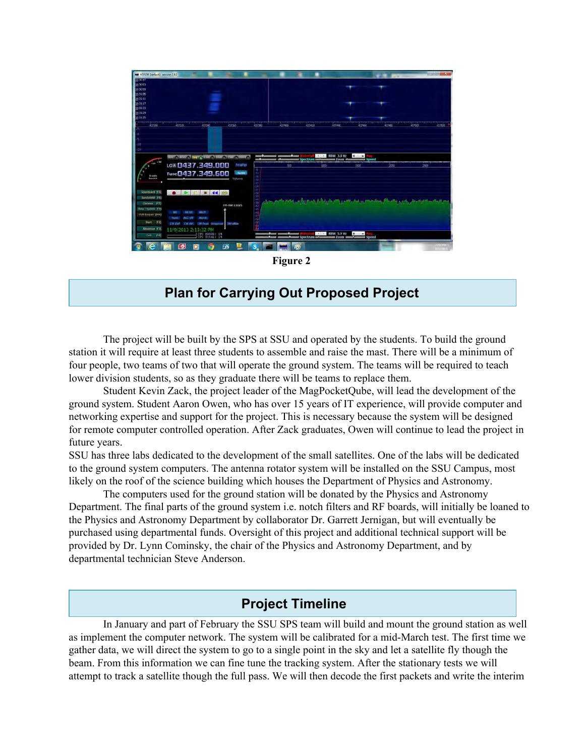**Figure 2**

## Plan for Carrying Out Proposed Project

The project will be built by the SPS at SSU and operated by the students. To build the ground station it will require at least three students to assemble and raise the mast. There will be a minimum of four people, two teams of two that will operate the ground system. The teams will be required to teach lower division students, so as they graduate there will be teams to replace them.

Student Kevin Zack, the project leader of the MagPocketQube, will lead the development of the ground system. Student Aaron Owen, who has over 15 years of IT experience, will provide computer and networking expertise and support for the project. This is necessary because the system will be designed for remote computer controlled operation. After Zack graduates, Owen will continue to lead the project in future years.

SSU has three labs dedicated to the development of the small satellites. One of the labs will be dedicated to the ground system computers. The antenna rotator system will be installed on the SSU Campus, most likely on the roof of the science building which houses the Department of Physics and Astronomy.

The computers used for the ground station will be donated by the Physics and Astronomy Department. The final parts of the ground system i.e. notch filters and RF boards, will initially be loaned to the Physics and Astronomy Department by collaborator Dr. Garrett Jernigan, but will eventually be purchased using departmental funds. Oversight of this project and additional technical support will be provided by Dr. Lynn Cominsky, the chair of the Physics and Astronomy Department, and by departmental technician Steve Anderson.

## Project Timeline

In January and part of February the SSU SPS team will build and mount the ground station as well as implement the computer network. The system will be calibrated for a mid-March test. The first time we gather data, we will direct the system to go to a single point in the sky and let a satellite fly though the beam. From this information we can fine tune the tracking system. After the stationary tests we will attempt to track a satellite though the full pass. We will then decode the first packets and write the interim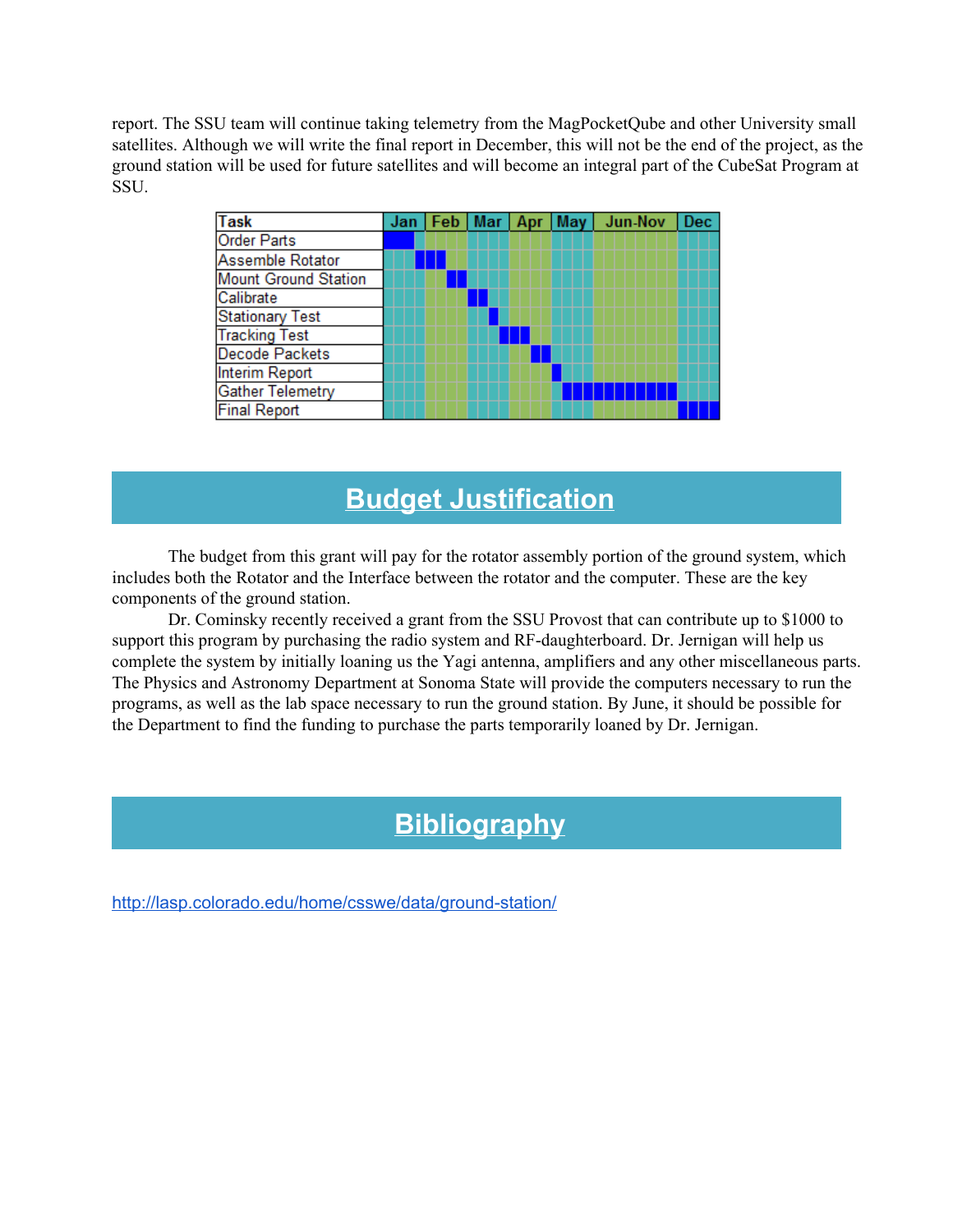report. The SSU team will continue taking telemetry from the MagPocketQube and other University small satellites. Although we will write the final report in December, this will not be the end of the project, as the ground station will be used for future satellites and will become an integral part of the CubeSat Program at SSU.

Task
Jan
Feb
Mar
Apr
May
Jun-Nov
Dec
Order Parts
Assemble Rotator
Mount Ground Station
Calibrate
Stationary Test
Tracking Test
Decode Packets
Interim Report
Gather Telemetry
Final Report

## Budget Justification

The budget from this grant will pay for the rotator assembly portion of the ground system, which includes both the Rotator and the Interface between the rotator and the computer. These are the key components of the ground station.

Dr. Cominsky recently received a grant from the SSU Provost that can contribute up to $1000 to support this program by purchasing the radio system and RF-daughterboard. Dr. Jernigan will help us complete the system by initially loaning us the Yagi antenna, amplifiers and any other miscellaneous parts. The Physics and Astronomy Department at Sonoma State will provide the computers necessary to run the programs, as well as the lab space necessary to run the ground station. By June, it should be possible for the Department to find the funding to purchase the parts temporarily loaned by Dr. Jernigan.

## Bibliography

http://lasp.colorado.edu/home/csswe/data/ground-station/